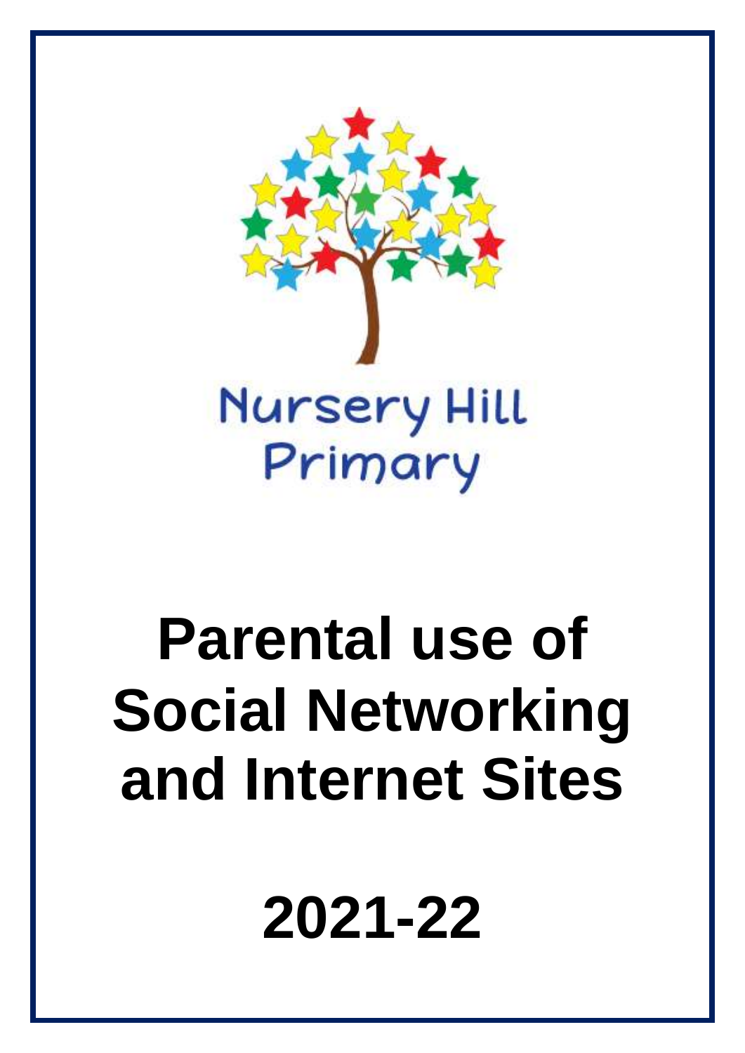Nursery Hill Primary

# Parental use of Social Networking and Internet Sites

# 2021-22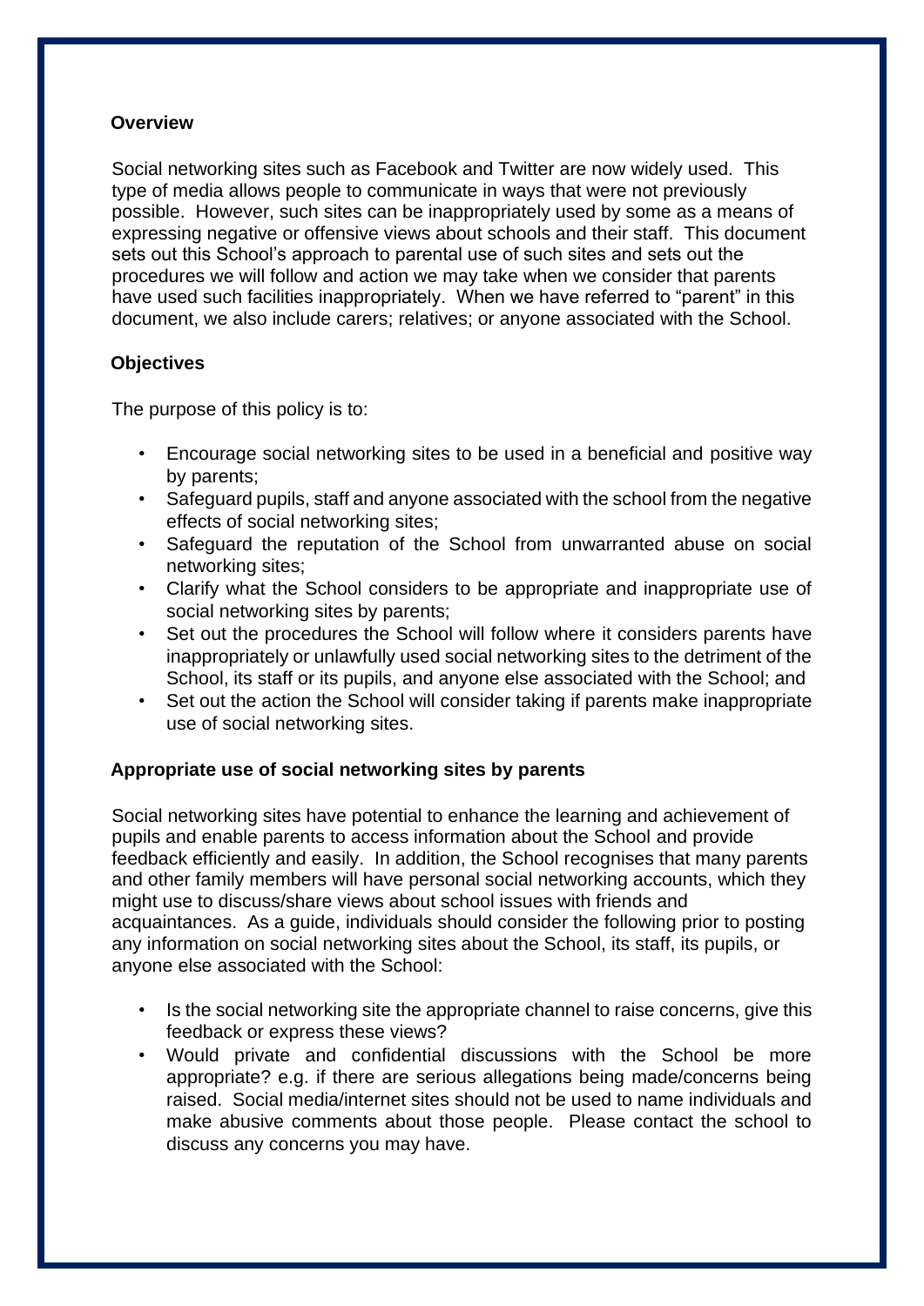## Overview

Social networking sites such as Facebook and Twitter are now widely used. This type of media allows people to communicate in ways that were not previously possible. However, such sites can be inappropriately used by some as a means of expressing negative or offensive views about schools and their staff. This document sets out this School's approach to parental use of such sites and sets out the procedures we will follow and action we may take when we consider that parents have used such facilities inappropriately. When we have referred to "parent" in this document, we also include carers; relatives; or anyone associated with the School.

## Objectives

The purpose of this policy is to:

- Encourage social networking sites to be used in a beneficial and positive way by parents;
- Safeguard pupils, staff and anyone associated with the school from the negative effects of social networking sites;
- Safeguard the reputation of the School from unwarranted abuse on social networking sites;
- Clarify what the School considers to be appropriate and inappropriate use of social networking sites by parents;
- Set out the procedures the School will follow where it considers parents have inappropriately or unlawfully used social networking sites to the detriment of the School, its staff or its pupils, and anyone else associated with the School; and
- Set out the action the School will consider taking if parents make inappropriate use of social networking sites.

## Appropriate use of social networking sites by parents

Social networking sites have potential to enhance the learning and achievement of pupils and enable parents to access information about the School and provide feedback efficiently and easily. In addition, the School recognises that many parents and other family members will have personal social networking accounts, which they might use to discuss/share views about school issues with friends and acquaintances. As a guide, individuals should consider the following prior to posting any information on social networking sites about the School, its staff, its pupils, or anyone else associated with the School:

- Is the social networking site the appropriate channel to raise concerns, give this feedback or express these views?
- Would private and confidential discussions with the School be more appropriate? e.g. if there are serious allegations being made/concerns being raised. Social media/internet sites should not be used to name individuals and make abusive comments about those people. Please contact the school to discuss any concerns you may have.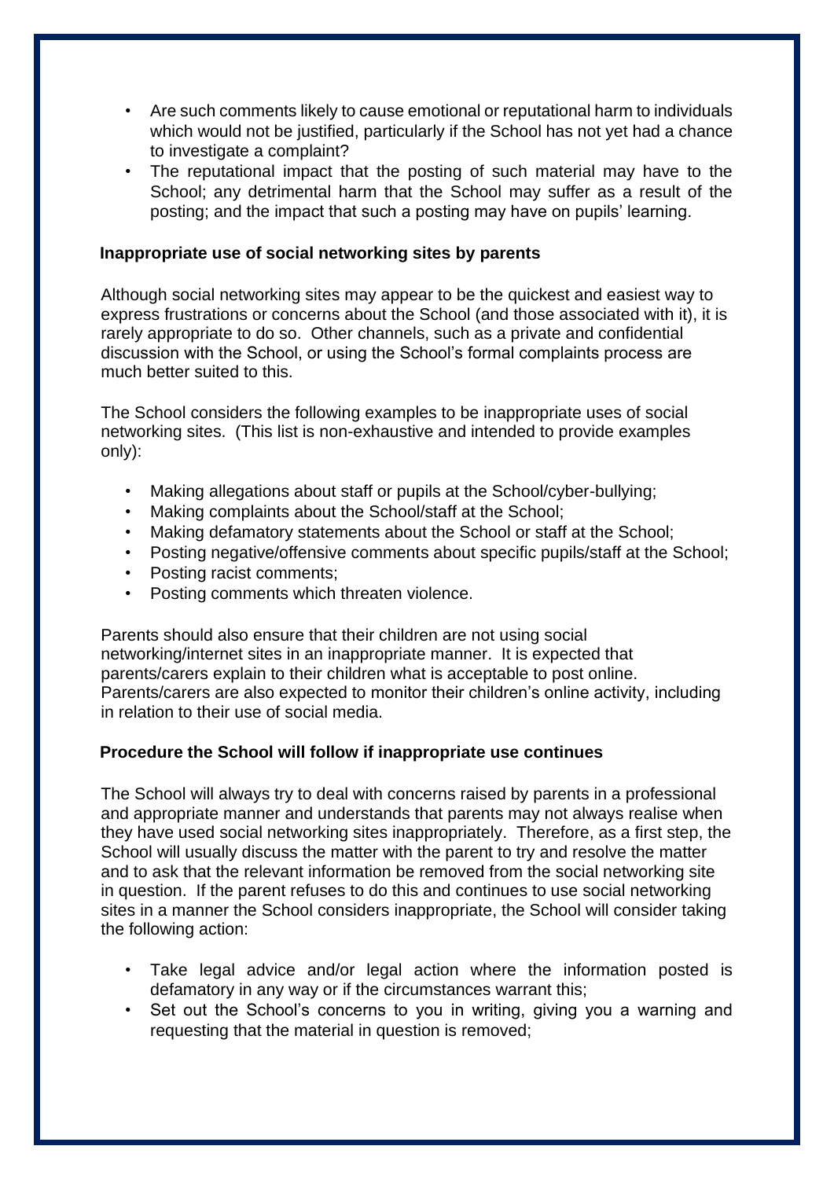- Are such comments likely to cause emotional or reputational harm to individuals which would not be justified, particularly if the School has not yet had a chance to investigate a complaint?
- The reputational impact that the posting of such material may have to the School; any detrimental harm that the School may suffer as a result of the posting; and the impact that such a posting may have on pupils' learning.

**Inappropriate use of social networking sites by parents**

Although social networking sites may appear to be the quickest and easiest way to express frustrations or concerns about the School (and those associated with it), it is rarely appropriate to do so. Other channels, such as a private and confidential discussion with the School, or using the School's formal complaints process are much better suited to this.

The School considers the following examples to be inappropriate uses of social networking sites. (This list is non-exhaustive and intended to provide examples only):

- Making allegations about staff or pupils at the School/cyber-bullying;
- Making complaints about the School/staff at the School;
- Making defamatory statements about the School or staff at the School;
- Posting negative/offensive comments about specific pupils/staff at the School;
- Posting racist comments;
- Posting comments which threaten violence.

Parents should also ensure that their children are not using social networking/internet sites in an inappropriate manner. It is expected that parents/carers explain to their children what is acceptable to post online. Parents/carers are also expected to monitor their children's online activity, including in relation to their use of social media.

**Procedure the School will follow if inappropriate use continues**

The School will always try to deal with concerns raised by parents in a professional and appropriate manner and understands that parents may not always realise when they have used social networking sites inappropriately. Therefore, as a first step, the School will usually discuss the matter with the parent to try and resolve the matter and to ask that the relevant information be removed from the social networking site in question. If the parent refuses to do this and continues to use social networking sites in a manner the School considers inappropriate, the School will consider taking the following action:

- Take legal advice and/or legal action where the information posted is defamatory in any way or if the circumstances warrant this;
- Set out the School's concerns to you in writing, giving you a warning and requesting that the material in question is removed;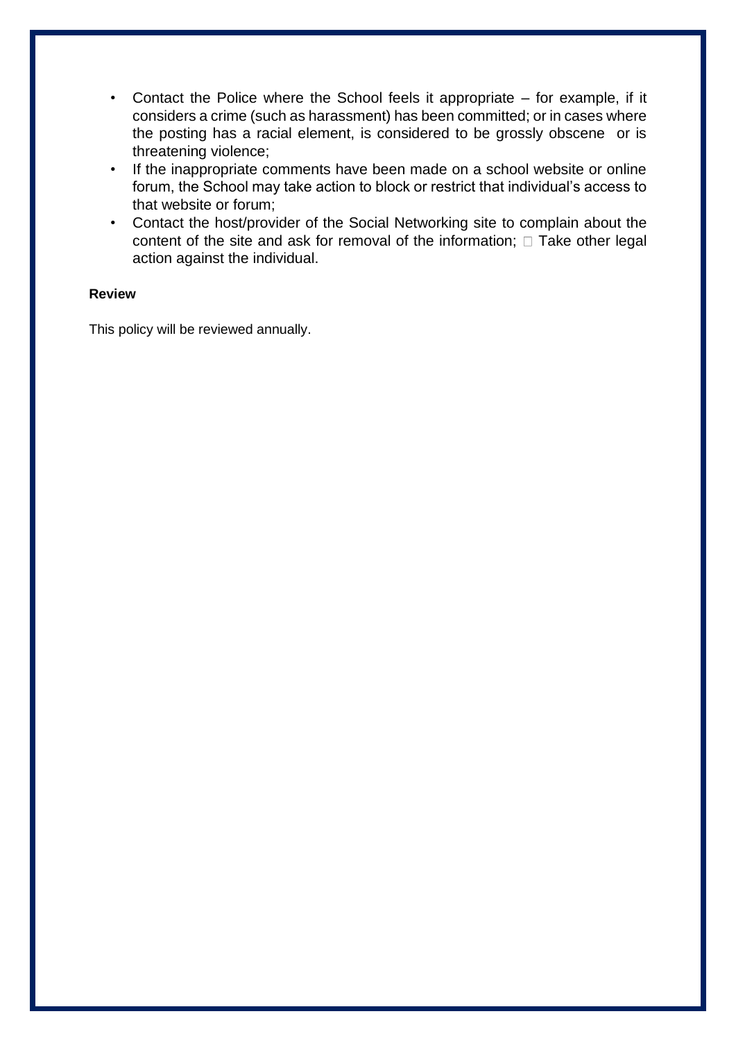- Contact the Police where the School feels it appropriate – for example, if it considers a crime (such as harassment) has been committed; or in cases where the posting has a racial element, is considered to be grossly obscene or is threatening violence;
- If the inappropriate comments have been made on a school website or online forum, the School may take action to block or restrict that individual's access to that website or forum;
- Contact the host/provider of the Social Networking site to complain about the content of the site and ask for removal of the information;  Take other legal action against the individual.

**Review**

This policy will be reviewed annually.